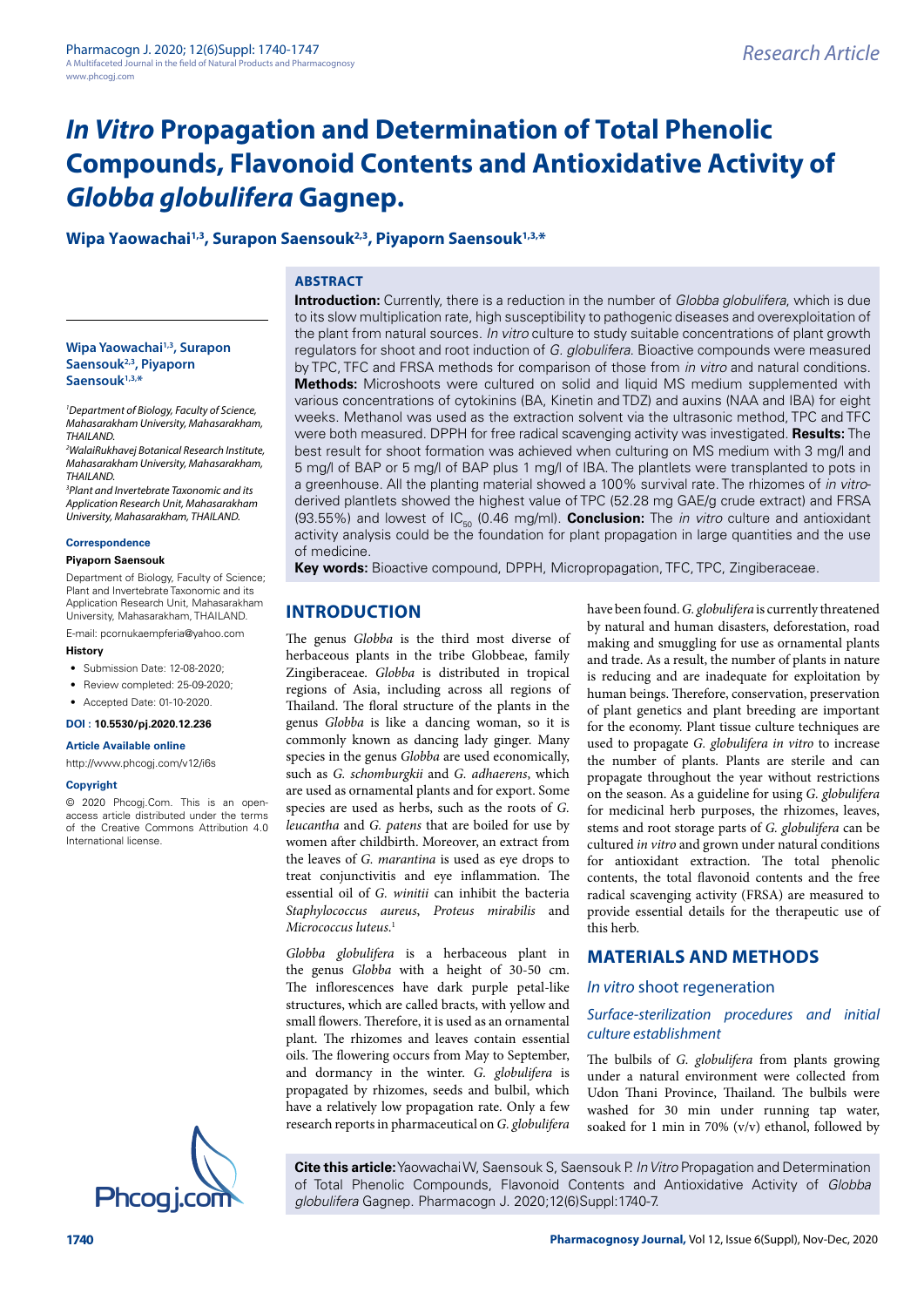Research Article

# *In Vitro* Propagation and Determination of Total Phenolic Compounds, Flavonoid Contents and Antioxidative Activity of *Globba globulifera* Gagnep.

**Wipa Yaowachai[1,3], Surapon Saensouk[2,3], Piyaporn Saensouk[1,3,*]**

**Wipa Yaowachai[1,3], Surapon Saensouk[2,3], Piyaporn Saensouk[1,3,*]**

*[1]Department of Biology, Faculty of Science, Mahasarakham University, Mahasarakham, THAILAND.*

*[2]WalaiRukhavej Botanical Research Institute, Mahasarakham University, Mahasarakham, THAILAND.*

*[3]Plant and Invertebrate Taxonomic and its Application Research Unit, Mahasarakham University, Mahasarakham, THAILAND.*

**Correspondence**

**Piyaporn Saensouk**

Department of Biology, Faculty of Science; Plant and Invertebrate Taxonomic and its Application Research Unit, Mahasarakham University, Mahasarakham, THAILAND.

E-mail: pcornukaempferia@yahoo.com

**History**

- Submission Date: 12-08-2020;
- Review completed: 25-09-2020;
- Accepted Date: 01-10-2020.

**DOI : 10.5530/pj.2020.12.236**

**Article Available online**

http://www.phcogj.com/v12/i6s

**Copyright**

© 2020 Phcogj.Com. This is an open-access article distributed under the terms of the Creative Commons Attribution 4.0 International license.

## ABSTRACT

**Introduction:** Currently, there is a reduction in the number of *Globba globulifera*, which is due to its slow multiplication rate, high susceptibility to pathogenic diseases and overexploitation of the plant from natural sources. *In vitro* culture to study suitable concentrations of plant growth regulators for shoot and root induction of *G. globulifera*. Bioactive compounds were measured by TPC, TFC and FRSA methods for comparison of those from *in vitro* and natural conditions. **Methods:** Microshoots were cultured on solid and liquid MS medium supplemented with various concentrations of cytokinins (BA, Kinetin and TDZ) and auxins (NAA and IBA) for eight weeks. Methanol was used as the extraction solvent via the ultrasonic method, TPC and TFC were both measured. DPPH for free radical scavenging activity was investigated. **Results:** The best result for shoot formation was achieved when culturing on MS medium with 3 mg/l and 5 mg/l of BAP or 5 mg/l of BAP plus 1 mg/l of IBA. The plantlets were transplanted to pots in a greenhouse. All the planting material showed a 100% survival rate. The rhizomes of *in vitro*-derived plantlets showed the highest value of TPC (52.28 mg GAE/g crude extract) and FRSA (93.55%) and lowest of $IC_{50}$ (0.46 mg/ml). **Conclusion:** The *in vitro* culture and antioxidant activity analysis could be the foundation for plant propagation in large quantities and the use of medicine.

**Key words:** Bioactive compound, DPPH, Micropropagation, TFC, TPC, Zingiberaceae.

## INTRODUCTION

The genus *Globba* is the third most diverse of herbaceous plants in the tribe Globbeae, family Zingiberaceae. *Globba* is distributed in tropical regions of Asia, including across all regions of Thailand. The floral structure of the plants in the genus *Globba* is like a dancing woman, so it is commonly known as dancing lady ginger. Many species in the genus *Globba* are used economically, such as *G. schomburgkii* and *G. adhaerens*, which are used as ornamental plants and for export. Some species are used as herbs, such as the roots of *G. leucantha* and *G. patens* that are boiled for use by women after childbirth. Moreover, an extract from the leaves of *G. marantina* is used as eye drops to treat conjunctivitis and eye inflammation. The essential oil of *G. winitii* can inhibit the bacteria *Staphylococcus aureus*, *Proteus mirabilis* and *Micrococcus luteus*.[1]

*Globba globulifera* is a herbaceous plant in the genus *Globba* with a height of 30-50 cm. The inflorescences have dark purple petal-like structures, which are called bracts, with yellow and small flowers. Therefore, it is used as an ornamental plant. The rhizomes and leaves contain essential oils. The flowering occurs from May to September, and dormancy in the winter. *G. globulifera* is propagated by rhizomes, seeds and bulbil, which have a relatively low propagation rate. Only a few research reports in pharmaceutical on *G. globulifera* have been found. *G. globulifera* is currently threatened by natural and human disasters, deforestation, road making and smuggling for use as ornamental plants and trade. As a result, the number of plants in nature is reducing and are inadequate for exploitation by human beings. Therefore, conservation, preservation of plant genetics and plant breeding are important for the economy. Plant tissue culture techniques are used to propagate *G. globulifera in vitro* to increase the number of plants. Plants are sterile and can propagate throughout the year without restrictions on the season. As a guideline for using *G. globulifera* for medicinal herb purposes, the rhizomes, leaves, stems and root storage parts of *G. globulifera* can be cultured *in vitro* and grown under natural conditions for antioxidant extraction. The total phenolic contents, the total flavonoid contents and the free radical scavenging activity (FRSA) are measured to provide essential details for the therapeutic use of this herb.

## MATERIALS AND METHODS

### *In vitro* shoot regeneration

#### *Surface-sterilization procedures and initial culture establishment*

The bulbils of *G. globulifera* from plants growing under a natural environment were collected from Udon Thani Province, Thailand. The bulbils were washed for 30 min under running tap water, soaked for 1 min in 70% (v/v) ethanol, followed by

**Cite this article:** Yaowachai W, Saensouk S, Saensouk P. *In Vitro* Propagation and Determination of Total Phenolic Compounds, Flavonoid Contents and Antioxidative Activity of *Globba globulifera* Gagnep. Pharmacogn J. 2020;12(6)Suppl:1740-7.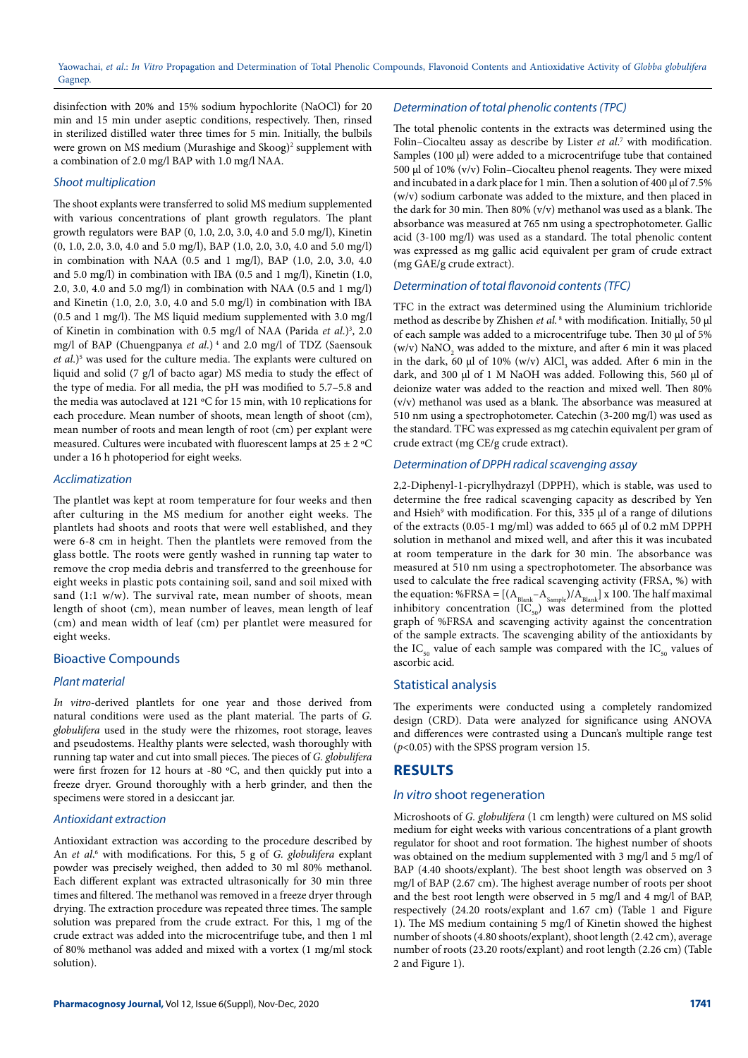disinfection with 20% and 15% sodium hypochlorite (NaOCl) for 20 min and 15 min under aseptic conditions, respectively. Then, rinsed in sterilized distilled water three times for 5 min. Initially, the bulbils were grown on MS medium (Murashige and Skoog)[2] supplement with a combination of 2.0 mg/l BAP with 1.0 mg/l NAA.

### *Shoot multiplication*

The shoot explants were transferred to solid MS medium supplemented with various concentrations of plant growth regulators. The plant growth regulators were BAP (0, 1.0, 2.0, 3.0, 4.0 and 5.0 mg/l), Kinetin (0, 1.0, 2.0, 3.0, 4.0 and 5.0 mg/l), BAP (1.0, 2.0, 3.0, 4.0 and 5.0 mg/l) in combination with NAA (0.5 and 1 mg/l), BAP (1.0, 2.0, 3.0, 4.0 and 5.0 mg/l) in combination with IBA (0.5 and 1 mg/l), Kinetin (1.0, 2.0, 3.0, 4.0 and 5.0 mg/l) in combination with NAA (0.5 and 1 mg/l) and Kinetin (1.0, 2.0, 3.0, 4.0 and 5.0 mg/l) in combination with IBA (0.5 and 1 mg/l). The MS liquid medium supplemented with 3.0 mg/l of Kinetin in combination with 0.5 mg/l of NAA (Parida *et al.*)[3], 2.0 mg/l of BAP (Chuengpanya *et al.*)[4] and 2.0 mg/l of TDZ (Saensouk *et al.*)[5] was used for the culture media. The explants were cultured on liquid and solid (7 g/l of bacto agar) MS media to study the effect of the type of media. For all media, the pH was modified to 5.7–5.8 and the media was autoclaved at 121 ºC for 15 min, with 10 replications for each procedure. Mean number of shoots, mean length of shoot (cm), mean number of roots and mean length of root (cm) per explant were measured. Cultures were incubated with fluorescent lamps at 25 ± 2 ºC under a 16 h photoperiod for eight weeks.

### *Acclimatization*

The plantlet was kept at room temperature for four weeks and then after culturing in the MS medium for another eight weeks. The plantlets had shoots and roots that were well established, and they were 6-8 cm in height. Then the plantlets were removed from the glass bottle. The roots were gently washed in running tap water to remove the crop media debris and transferred to the greenhouse for eight weeks in plastic pots containing soil, sand and soil mixed with sand (1:1 w/w). The survival rate, mean number of shoots, mean length of shoot (cm), mean number of leaves, mean length of leaf (cm) and mean width of leaf (cm) per plantlet were measured for eight weeks.

## Bioactive Compounds

### *Plant material*

*In vitro*-derived plantlets for one year and those derived from natural conditions were used as the plant material. The parts of *G. globulifera* used in the study were the rhizomes, root storage, leaves and pseudostems. Healthy plants were selected, wash thoroughly with running tap water and cut into small pieces. The pieces of *G. globulifera* were first frozen for 12 hours at -80 ºC, and then quickly put into a freeze dryer. Ground thoroughly with a herb grinder, and then the specimens were stored in a desiccant jar.

### *Antioxidant extraction*

Antioxidant extraction was according to the procedure described by An *et al.*[6] with modifications. For this, 5 g of *G. globulifera* explant powder was precisely weighed, then added to 30 ml 80% methanol. Each different explant was extracted ultrasonically for 30 min three times and filtered. The methanol was removed in a freeze dryer through drying. The extraction procedure was repeated three times. The sample solution was prepared from the crude extract. For this, 1 mg of the crude extract was added into the microcentrifuge tube, and then 1 ml of 80% methanol was added and mixed with a vortex (1 mg/ml stock solution).

### *Determination of total phenolic contents (TPC)*

The total phenolic contents in the extracts was determined using the Folin–Ciocalteu assay as describe by Lister *et al.*[7] with modification. Samples (100 µl) were added to a microcentrifuge tube that contained 500 µl of 10% (v/v) Folin–Ciocalteu phenol reagents. They were mixed and incubated in a dark place for 1 min. Then a solution of 400 µl of 7.5% (w/v) sodium carbonate was added to the mixture, and then placed in the dark for 30 min. Then 80% (v/v) methanol was used as a blank. The absorbance was measured at 765 nm using a spectrophotometer. Gallic acid (3-100 mg/l) was used as a standard. The total phenolic content was expressed as mg gallic acid equivalent per gram of crude extract (mg GAE/g crude extract).

### *Determination of total flavonoid contents (TFC)*

TFC in the extract was determined using the Aluminium trichloride method as describe by Zhishen *et al.*[8] with modification. Initially, 50 µl of each sample was added to a microcentrifuge tube. Then 30 µl of 5% (w/v) $NaNO_2$ was added to the mixture, and after 6 min it was placed in the dark, 60 µl of 10% (w/v) $AlCl_3$ was added. After 6 min in the dark, and 300 µl of 1 M NaOH was added. Following this, 560 µl of deionize water was added to the reaction and mixed well. Then 80% (v/v) methanol was used as a blank. The absorbance was measured at 510 nm using a spectrophotometer. Catechin (3-200 mg/l) was used as the standard. TFC was expressed as mg catechin equivalent per gram of crude extract (mg CE/g crude extract).

### *Determination of DPPH radical scavenging assay*

2,2-Diphenyl-1-picrylhydrazyl (DPPH), which is stable, was used to determine the free radical scavenging capacity as described by Yen and Hsieh[9] with modification. For this, 335 µl of a range of dilutions of the extracts (0.05-1 mg/ml) was added to 665 µl of 0.2 mM DPPH solution in methanol and mixed well, and after this it was incubated at room temperature in the dark for 30 min. The absorbance was measured at 510 nm using a spectrophotometer. The absorbance was used to calculate the free radical scavenging activity (FRSA, %) with the equation: $\%FRSA = [(A_{Blank} - A_{Sample})/A_{Blank}] \times 100$. The half maximal inhibitory concentration ($IC_{50}$) was determined from the plotted graph of %FRSA and scavenging activity against the concentration of the sample extracts. The scavenging ability of the antioxidants by the $IC_{50}$ value of each sample was compared with the $IC_{50}$ values of ascorbic acid.

## Statistical analysis

The experiments were conducted using a completely randomized design (CRD). Data were analyzed for significance using ANOVA and differences were contrasted using a Duncan's multiple range test ($p<0.05$) with the SPSS program version 15.

# RESULTS

## *In vitro* shoot regeneration

Microshoots of *G. globulifera* (1 cm length) were cultured on MS solid medium for eight weeks with various concentrations of a plant growth regulator for shoot and root formation. The highest number of shoots was obtained on the medium supplemented with 3 mg/l and 5 mg/l of BAP (4.40 shoots/explant). The best shoot length was observed on 3 mg/l of BAP (2.67 cm). The highest average number of roots per shoot and the best root length were observed in 5 mg/l and 4 mg/l of BAP, respectively (24.20 roots/explant and 1.67 cm) (Table 1 and Figure 1). The MS medium containing 5 mg/l of Kinetin showed the highest number of shoots (4.80 shoots/explant), shoot length (2.42 cm), average number of roots (23.20 roots/explant) and root length (2.26 cm) (Table 2 and Figure 1).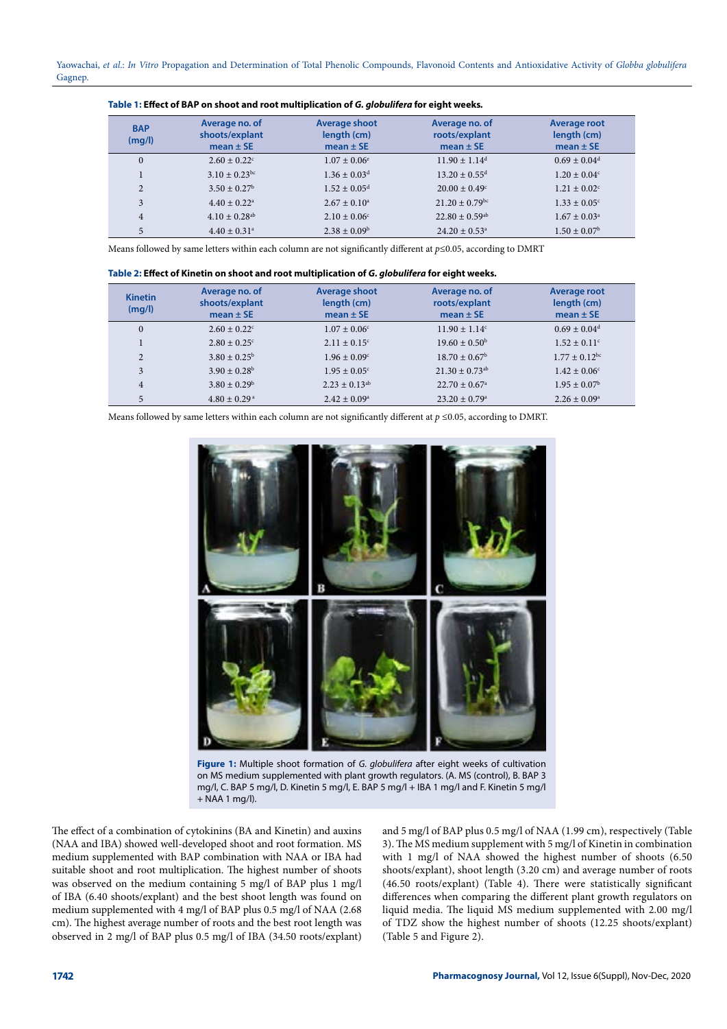**Table 1: Effect of BAP on shoot and root multiplication of *G. globulifera* for eight weeks.**

| BAP (mg/l) | Average no. of shoots/explant mean ± SE | Average shoot length (cm) mean ± SE | Average no. of roots/explant mean ± SE | Average root length (cm) mean ± SE |
|---|---|---|---|---|
| 0 | $2.60 \pm 0.22^{c}$ | $1.07 \pm 0.06^{e}$ | $11.90 \pm 1.14^{d}$ | $0.69 \pm 0.04^{d}$ |
| 1 | $3.10 \pm 0.23^{bc}$ | $1.36 \pm 0.03^{d}$ | $13.20 \pm 0.55^{d}$ | $1.20 \pm 0.04^{c}$ |
| 2 | $3.50 \pm 0.27^{b}$ | $1.52 \pm 0.05^{d}$ | $20.00 \pm 0.49^{c}$ | $1.21 \pm 0.02^{c}$ |
| 3 | $4.40 \pm 0.22^{a}$ | $2.67 \pm 0.10^{a}$ | $21.20 \pm 0.79^{bc}$ | $1.33 \pm 0.05^{c}$ |
| 4 | $4.10 \pm 0.28^{ab}$ | $2.10 \pm 0.06^{c}$ | $22.80 \pm 0.59^{ab}$ | $1.67 \pm 0.03^{a}$ |
| 5 | $4.40 \pm 0.31^{a}$ | $2.38 \pm 0.09^{b}$ | $24.20 \pm 0.53^{a}$ | $1.50 \pm 0.07^{b}$ |

Means followed by same letters within each column are not significantly different at $p \leq 0.05$, according to DMRT

**Table 2: Effect of Kinetin on shoot and root multiplication of *G. globulifera* for eight weeks.**

| Kinetin (mg/l) | Average no. of shoots/explant mean ± SE | Average shoot length (cm) mean ± SE | Average no. of roots/explant mean ± SE | Average root length (cm) mean ± SE |
|---|---|---|---|---|
| 0 | $2.60 \pm 0.22^{c}$ | $1.07 \pm 0.06^{c}$ | $11.90 \pm 1.14^{c}$ | $0.69 \pm 0.04^{d}$ |
| 1 | $2.80 \pm 0.25^{c}$ | $2.11 \pm 0.15^{c}$ | $19.60 \pm 0.50^{b}$ | $1.52 \pm 0.11^{c}$ |
| 2 | $3.80 \pm 0.25^{b}$ | $1.96 \pm 0.09^{c}$ | $18.70 \pm 0.67^{b}$ | $1.77 \pm 0.12^{bc}$ |
| 3 | $3.90 \pm 0.28^{b}$ | $1.95 \pm 0.05^{c}$ | $21.30 \pm 0.73^{ab}$ | $1.42 \pm 0.06^{c}$ |
| 4 | $3.80 \pm 0.29^{b}$ | $2.23 \pm 0.13^{ab}$ | $22.70 \pm 0.67^{a}$ | $1.95 \pm 0.07^{b}$ |
| 5 | $4.80 \pm 0.29^{a}$ | $2.42 \pm 0.09^{a}$ | $23.20 \pm 0.79^{a}$ | $2.26 \pm 0.09^{a}$ |

Means followed by same letters within each column are not significantly different at $p \leq 0.05$, according to DMRT.

**Figure 1:** Multiple shoot formation of *G. globulifera* after eight weeks of cultivation on MS medium supplemented with plant growth regulators. (A. MS (control), B. BAP 3 mg/l, C. BAP 5 mg/l, D. Kinetin 5 mg/l, E. BAP 5 mg/l + IBA 1 mg/l and F. Kinetin 5 mg/l + NAA 1 mg/l).

The effect of a combination of cytokinins (BA and Kinetin) and auxins (NAA and IBA) showed well-developed shoot and root formation. MS medium supplemented with BAP combination with NAA or IBA had suitable shoot and root multiplication. The highest number of shoots was observed on the medium containing 5 mg/l of BAP plus 1 mg/l of IBA (6.40 shoots/explant) and the best shoot length was found on medium supplemented with 4 mg/l of BAP plus 0.5 mg/l of NAA (2.68 cm). The highest average number of roots and the best root length was observed in 2 mg/l of BAP plus 0.5 mg/l of IBA (34.50 roots/explant) and 5 mg/l of BAP plus 0.5 mg/l of NAA (1.99 cm), respectively (Table 3). The MS medium supplement with 5 mg/l of Kinetin in combination with 1 mg/l of NAA showed the highest number of shoots (6.50 shoots/explant), shoot length (3.20 cm) and average number of roots (46.50 roots/explant) (Table 4). There were statistically significant differences when comparing the different plant growth regulators on liquid media. The liquid MS medium supplemented with 2.00 mg/l of TDZ show the highest number of shoots (12.25 shoots/explant) (Table 5 and Figure 2).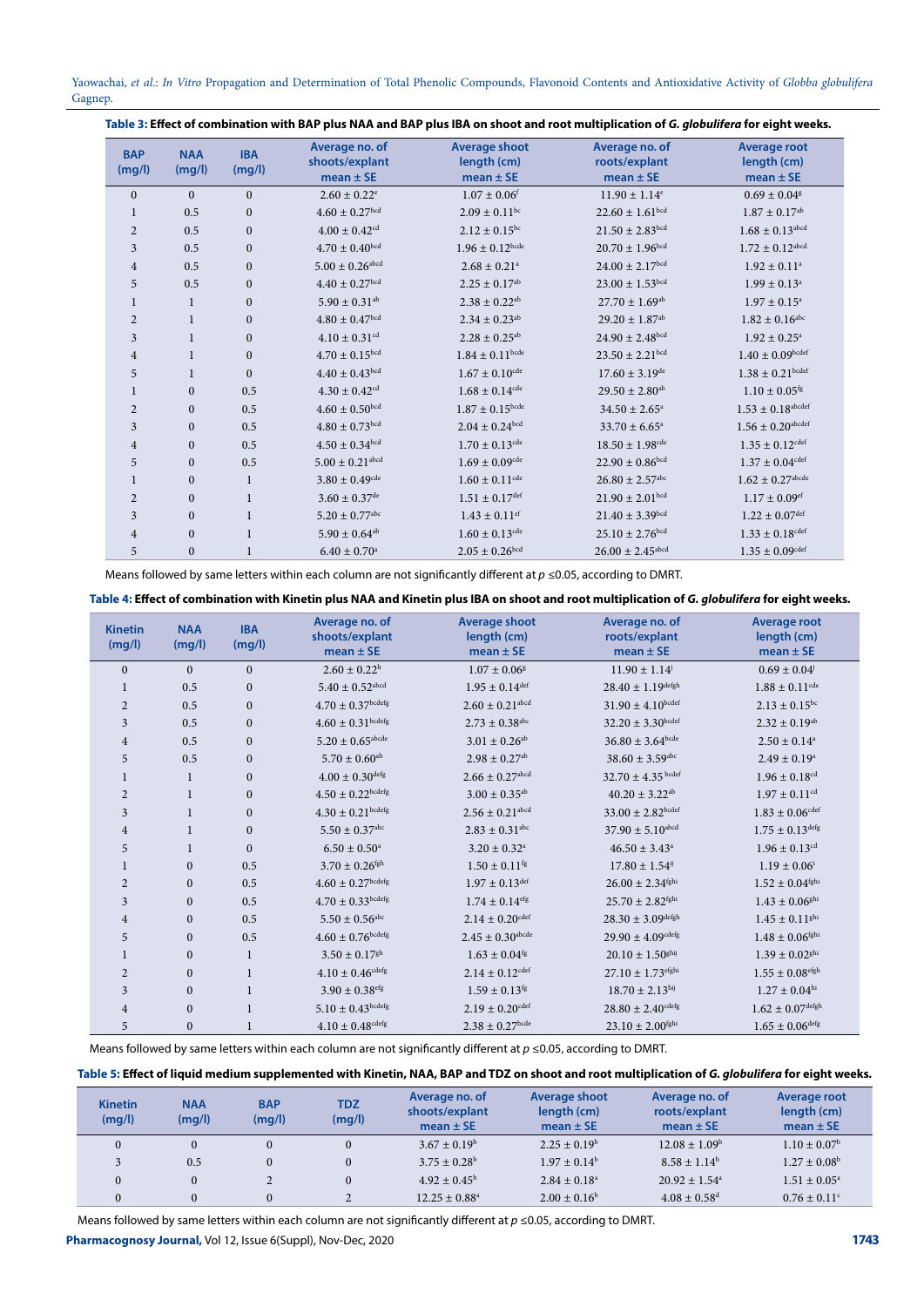**Table 3: Effect of combination with BAP plus NAA and BAP plus IBA on shoot and root multiplication of *G. globulifera* for eight weeks.**

| BAP (mg/l) | NAA (mg/l) | IBA (mg/l) | Average no. of shoots/explant mean ± SE | Average shoot length (cm) mean ± SE | Average no. of roots/explant mean ± SE | Average root length (cm) mean ± SE |
|---|---|---|---|---|---|---|
| 0 | 0 | 0 | $2.60 \pm 0.22^{e}$ | $1.07 \pm 0.06^{f}$ | $11.90 \pm 1.14^{e}$ | $0.69 \pm 0.04^{g}$ |
| 1 | 0.5 | 0 | $4.60 \pm 0.27^{bcd}$ | $2.09 \pm 0.11^{bc}$ | $22.60 \pm 1.61^{bcd}$ | $1.87 \pm 0.17^{ab}$ |
| 2 | 0.5 | 0 | $4.00 \pm 0.42^{cd}$ | $2.12 \pm 0.15^{bc}$ | $21.50 \pm 2.83^{bcd}$ | $1.68 \pm 0.13^{abcd}$ |
| 3 | 0.5 | 0 | $4.70 \pm 0.40^{bcd}$ | $1.96 \pm 0.12^{bcde}$ | $20.70 \pm 1.96^{bcd}$ | $1.72 \pm 0.12^{abcd}$ |
| 4 | 0.5 | 0 | $5.00 \pm 0.26^{abcd}$ | $2.68 \pm 0.21^{a}$ | $24.00 \pm 2.17^{bcd}$ | $1.92 \pm 0.11^{a}$ |
| 5 | 0.5 | 0 | $4.40 \pm 0.27^{bcd}$ | $2.25 \pm 0.17^{ab}$ | $23.00 \pm 1.53^{bcd}$ | $1.99 \pm 0.13^{a}$ |
| 1 | 1 | 0 | $5.90 \pm 0.31^{ab}$ | $2.38 \pm 0.22^{ab}$ | $27.70 \pm 1.69^{ab}$ | $1.97 \pm 0.15^{a}$ |
| 2 | 1 | 0 | $4.80 \pm 0.47^{bcd}$ | $2.34 \pm 0.23^{ab}$ | $29.20 \pm 1.87^{ab}$ | $1.82 \pm 0.16^{abc}$ |
| 3 | 1 | 0 | $4.10 \pm 0.31^{cd}$ | $2.28 \pm 0.25^{ab}$ | $24.90 \pm 2.48^{bcd}$ | $1.92 \pm 0.25^{a}$ |
| 4 | 1 | 0 | $4.70 \pm 0.15^{bcd}$ | $1.84 \pm 0.11^{bcde}$ | $23.50 \pm 2.21^{bcd}$ | $1.40 \pm 0.09^{bcdef}$ |
| 5 | 1 | 0 | $4.40 \pm 0.43^{bcd}$ | $1.67 \pm 0.10^{cde}$ | $17.60 \pm 3.19^{de}$ | $1.38 \pm 0.21^{bcdef}$ |
| 1 | 0 | 0.5 | $4.30 \pm 0.42^{cd}$ | $1.68 \pm 0.14^{cde}$ | $29.50 \pm 2.80^{ab}$ | $1.10 \pm 0.05^{fg}$ |
| 2 | 0 | 0.5 | $4.60 \pm 0.50^{bcd}$ | $1.87 \pm 0.15^{bcde}$ | $34.50 \pm 2.65^{a}$ | $1.53 \pm 0.18^{abcdef}$ |
| 3 | 0 | 0.5 | $4.80 \pm 0.73^{bcd}$ | $2.04 \pm 0.24^{bcd}$ | $33.70 \pm 6.65^{a}$ | $1.56 \pm 0.20^{abcdef}$ |
| 4 | 0 | 0.5 | $4.50 \pm 0.34^{bcd}$ | $1.70 \pm 0.13^{cde}$ | $18.50 \pm 1.98^{cde}$ | $1.35 \pm 0.12^{cdef}$ |
| 5 | 0 | 0.5 | $5.00 \pm 0.21^{abcd}$ | $1.69 \pm 0.09^{cde}$ | $22.90 \pm 0.86^{bcd}$ | $1.37 \pm 0.04^{cdef}$ |
| 1 | 0 | 1 | $3.80 \pm 0.49^{cde}$ | $1.60 \pm 0.11^{cde}$ | $26.80 \pm 2.57^{abc}$ | $1.62 \pm 0.27^{abcde}$ |
| 2 | 0 | 1 | $3.60 \pm 0.37^{de}$ | $1.51 \pm 0.17^{def}$ | $21.90 \pm 2.01^{bcd}$ | $1.17 \pm 0.09^{ef}$ |
| 3 | 0 | 1 | $5.20 \pm 0.77^{abc}$ | $1.43 \pm 0.11^{ef}$ | $21.40 \pm 3.39^{bcd}$ | $1.22 \pm 0.07^{def}$ |
| 4 | 0 | 1 | $5.90 \pm 0.64^{ab}$ | $1.60 \pm 0.13^{cde}$ | $25.10 \pm 2.76^{bcd}$ | $1.33 \pm 0.18^{cdef}$ |
| 5 | 0 | 1 | $6.40 \pm 0.70^{a}$ | $2.05 \pm 0.26^{bcd}$ | $26.00 \pm 2.45^{abcd}$ | $1.35 \pm 0.09^{cdef}$ |

Means followed by same letters within each column are not significantly different at $p \leq 0.05$, according to DMRT.

**Table 4: Effect of combination with Kinetin plus NAA and Kinetin plus IBA on shoot and root multiplication of *G. globulifera* for eight weeks.**

| Kinetin (mg/l) | NAA (mg/l) | IBA (mg/l) | Average no. of shoots/explant mean ± SE | Average shoot length (cm) mean ± SE | Average no. of roots/explant mean ± SE | Average root length (cm) mean ± SE |
|---|---|---|---|---|---|---|
| 0 | 0 | 0 | $2.60 \pm 0.22^{h}$ | $1.07 \pm 0.06^{g}$ | $11.90 \pm 1.14^{j}$ | $0.69 \pm 0.04^{j}$ |
| 1 | 0.5 | 0 | $5.40 \pm 0.52^{abcd}$ | $1.95 \pm 0.14^{def}$ | $28.40 \pm 1.19^{defgh}$ | $1.88 \pm 0.11^{cde}$ |
| 2 | 0.5 | 0 | $4.70 \pm 0.37^{bcdefg}$ | $2.60 \pm 0.21^{abcd}$ | $31.90 \pm 4.10^{bcdef}$ | $2.13 \pm 0.15^{bc}$ |
| 3 | 0.5 | 0 | $4.60 \pm 0.31^{bcdefg}$ | $2.73 \pm 0.38^{abc}$ | $32.20 \pm 3.30^{bcdef}$ | $2.32 \pm 0.19^{ab}$ |
| 4 | 0.5 | 0 | $5.20 \pm 0.65^{abcde}$ | $3.01 \pm 0.26^{ab}$ | $36.80 \pm 3.64^{bcde}$ | $2.50 \pm 0.14^{a}$ |
| 5 | 0.5 | 0 | $5.70 \pm 0.60^{ab}$ | $2.98 \pm 0.27^{ab}$ | $38.60 \pm 3.59^{abc}$ | $2.49 \pm 0.19^{a}$ |
| 1 | 1 | 0 | $4.00 \pm 0.30^{defg}$ | $2.66 \pm 0.27^{abcd}$ | $32.70 \pm 4.35^{bcdef}$ | $1.96 \pm 0.18^{cd}$ |
| 2 | 1 | 0 | $4.50 \pm 0.22^{bcdefg}$ | $3.00 \pm 0.35^{ab}$ | $40.20 \pm 3.22^{ab}$ | $1.97 \pm 0.11^{cd}$ |
| 3 | 1 | 0 | $4.30 \pm 0.21^{bcdefg}$ | $2.56 \pm 0.21^{abcd}$ | $33.00 \pm 2.82^{bcdef}$ | $1.83 \pm 0.06^{cdef}$ |
| 4 | 1 | 0 | $5.50 \pm 0.37^{abc}$ | $2.83 \pm 0.31^{abc}$ | $37.90 \pm 5.10^{abcd}$ | $1.75 \pm 0.13^{defg}$ |
| 5 | 1 | 0 | $6.50 \pm 0.50^{a}$ | $3.20 \pm 0.32^{a}$ | $46.50 \pm 3.43^{a}$ | $1.96 \pm 0.13^{cd}$ |
| 1 | 0 | 0.5 | $3.70 \pm 0.26^{fgh}$ | $1.50 \pm 0.11^{fg}$ | $17.80 \pm 1.54^{ij}$ | $1.19 \pm 0.06^{i}$ |
| 2 | 0 | 0.5 | $4.60 \pm 0.27^{bcdefg}$ | $1.97 \pm 0.13^{def}$ | $26.00 \pm 2.34^{fghi}$ | $1.52 \pm 0.04^{fghi}$ |
| 3 | 0 | 0.5 | $4.70 \pm 0.33^{bcdefg}$ | $1.74 \pm 0.14^{efg}$ | $25.70 \pm 2.82^{fghi}$ | $1.43 \pm 0.06^{ghi}$ |
| 4 | 0 | 0.5 | $5.50 \pm 0.56^{abc}$ | $2.14 \pm 0.20^{cdef}$ | $28.30 \pm 3.09^{defgh}$ | $1.45 \pm 0.11^{ghi}$ |
| 5 | 0 | 0.5 | $4.60 \pm 0.76^{bcdefg}$ | $2.45 \pm 0.30^{abcde}$ | $29.90 \pm 4.09^{cdefg}$ | $1.48 \pm 0.06^{fghi}$ |
| 1 | 0 | 1 | $3.50 \pm 0.17^{gh}$ | $1.63 \pm 0.04^{fg}$ | $20.10 \pm 1.50^{ghij}$ | $1.39 \pm 0.02^{ghi}$ |
| 2 | 0 | 1 | $4.10 \pm 0.46^{cdefg}$ | $2.14 \pm 0.12^{cdef}$ | $27.10 \pm 1.73^{efghi}$ | $1.55 \pm 0.08^{efgh}$ |
| 3 | 0 | 1 | $3.90 \pm 0.38^{efg}$ | $1.59 \pm 0.13^{fg}$ | $18.70 \pm 2.13^{hij}$ | $1.27 \pm 0.04^{hi}$ |
| 4 | 0 | 1 | $5.10 \pm 0.43^{bcdefg}$ | $2.19 \pm 0.20^{cdef}$ | $28.80 \pm 2.40^{cdefg}$ | $1.62 \pm 0.07^{defgh}$ |
| 5 | 0 | 1 | $4.10 \pm 0.48^{cdefg}$ | $2.38 \pm 0.27^{bcde}$ | $23.10 \pm 2.00^{fghi}$ | $1.65 \pm 0.06^{defg}$ |

Means followed by same letters within each column are not significantly different at $p \leq 0.05$, according to DMRT.

**Table 5: Effect of liquid medium supplemented with Kinetin, NAA, BAP and TDZ on shoot and root multiplication of *G. globulifera* for eight weeks.**

| Kinetin (mg/l) | NAA (mg/l) | BAP (mg/l) | TDZ (mg/l) | Average no. of shoots/explant mean ± SE | Average shoot length (cm) mean ± SE | Average no. of roots/explant mean ± SE | Average root length (cm) mean ± SE |
|---|---|---|---|---|---|---|---|
| 0 | 0 | 0 | 0 | $3.67 \pm 0.19^{b}$ | $2.25 \pm 0.19^{b}$ | $12.08 \pm 1.09^{b}$ | $1.10 \pm 0.07^{b}$ |
| 3 | 0.5 | 0 | 0 | $3.75 \pm 0.28^{b}$ | $1.97 \pm 0.14^{b}$ | $8.58 \pm 1.14^{b}$ | $1.27 \pm 0.08^{b}$ |
| 0 | 0 | 2 | 0 | $4.92 \pm 0.45^{b}$ | $2.84 \pm 0.18^{a}$ | $20.92 \pm 1.54^{a}$ | $1.51 \pm 0.05^{a}$ |
| 0 | 0 | 0 | 2 | $12.25 \pm 0.88^{a}$ | $2.00 \pm 0.16^{b}$ | $4.08 \pm 0.58^{d}$ | $0.76 \pm 0.11^{c}$ |

Means followed by same letters within each column are not significantly different at $p \leq 0.05$, according to DMRT.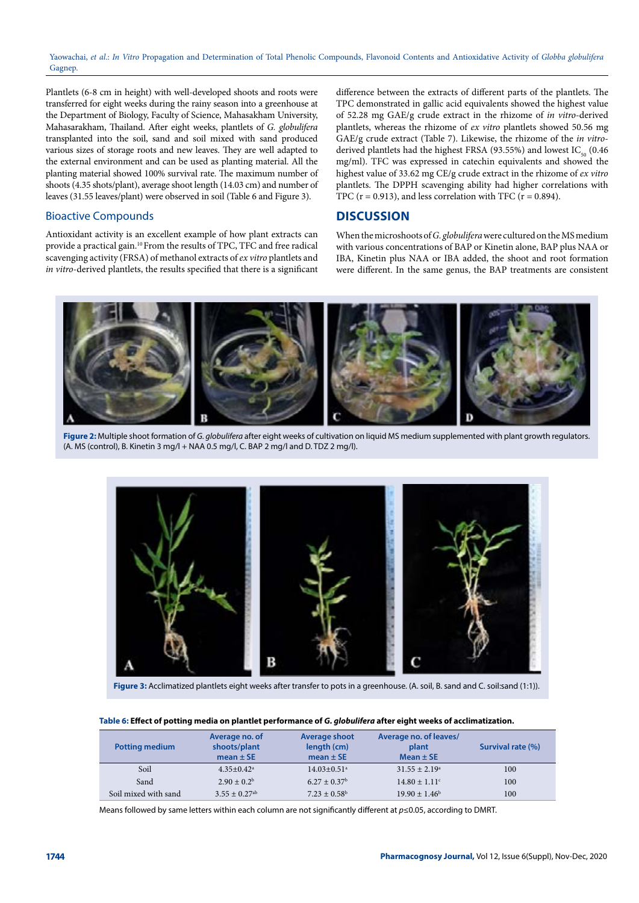Plantlets (6-8 cm in height) with well-developed shoots and roots were transferred for eight weeks during the rainy season into a greenhouse at the Department of Biology, Faculty of Science, Mahasakham University, Mahasarakham, Thailand. After eight weeks, plantlets of *G. globulifera* transplanted into the soil, sand and soil mixed with sand produced various sizes of storage roots and new leaves. They are well adapted to the external environment and can be used as planting material. All the planting material showed 100% survival rate. The maximum number of shoots (4.35 shots/plant), average shoot length (14.03 cm) and number of leaves (31.55 leaves/plant) were observed in soil (Table 6 and Figure 3).

## Bioactive Compounds

Antioxidant activity is an excellent example of how plant extracts can provide a practical gain.[10] From the results of TPC, TFC and free radical scavenging activity (FRSA) of methanol extracts of *ex vitro* plantlets and *in vitro*-derived plantlets, the results specified that there is a significant difference between the extracts of different parts of the plantlets. The TPC demonstrated in gallic acid equivalents showed the highest value of 52.28 mg GAE/g crude extract in the rhizome of *in vitro*-derived plantlets, whereas the rhizome of *ex vitro* plantlets showed 50.56 mg GAE/g crude extract (Table 7). Likewise, the rhizome of the *in vitro*-derived plantlets had the highest FRSA (93.55%) and lowest $IC_{50}$ (0.46 mg/ml). TFC was expressed in catechin equivalents and showed the highest value of 33.62 mg CE/g crude extract in the rhizome of *ex vitro* plantlets. The DPPH scavenging ability had higher correlations with TPC (r = 0.913), and less correlation with TFC (r = 0.894).

## DISCUSSION

When the microshoots of *G. globulifera* were cultured on the MS medium with various concentrations of BAP or Kinetin alone, BAP plus NAA or IBA, Kinetin plus NAA or IBA added, the shoot and root formation were different. In the same genus, the BAP treatments are consistent

**Figure 2:** Multiple shoot formation of *G. globulifera* after eight weeks of cultivation on liquid MS medium supplemented with plant growth regulators. (A. MS (control), B. Kinetin 3 mg/l + NAA 0.5 mg/l, C. BAP 2 mg/l and D. TDZ 2 mg/l).

**Figure 3:** Acclimatized plantlets eight weeks after transfer to pots in a greenhouse. (A. soil, B. sand and C. soil:sand (1:1)).

**Table 6: Effect of potting media on plantlet performance of *G. globulifera* after eight weeks of acclimatization.**

| Potting medium | Average no. of shoots/plant mean ± SE | Average shoot length (cm) mean ± SE | Average no. of leaves/plant Mean ± SE | Survival rate (%) |
|---|---|---|---|---|
| Soil | 4.35±0.42[a] | 14.03±0.51[a] | 31.55 ± 2.19[a] | 100 |
| Sand | 2.90 ± 0.2[b] | 6.27 ± 0.37[b] | 14.80 ± 1.11[c] | 100 |
| Soil mixed with sand | 3.55 ± 0.27[ab] | 7.23 ± 0.58[b] | 19.90 ± 1.46[b] | 100 |

Means followed by same letters within each column are not significantly different at $p \leq 0.05$, according to DMRT.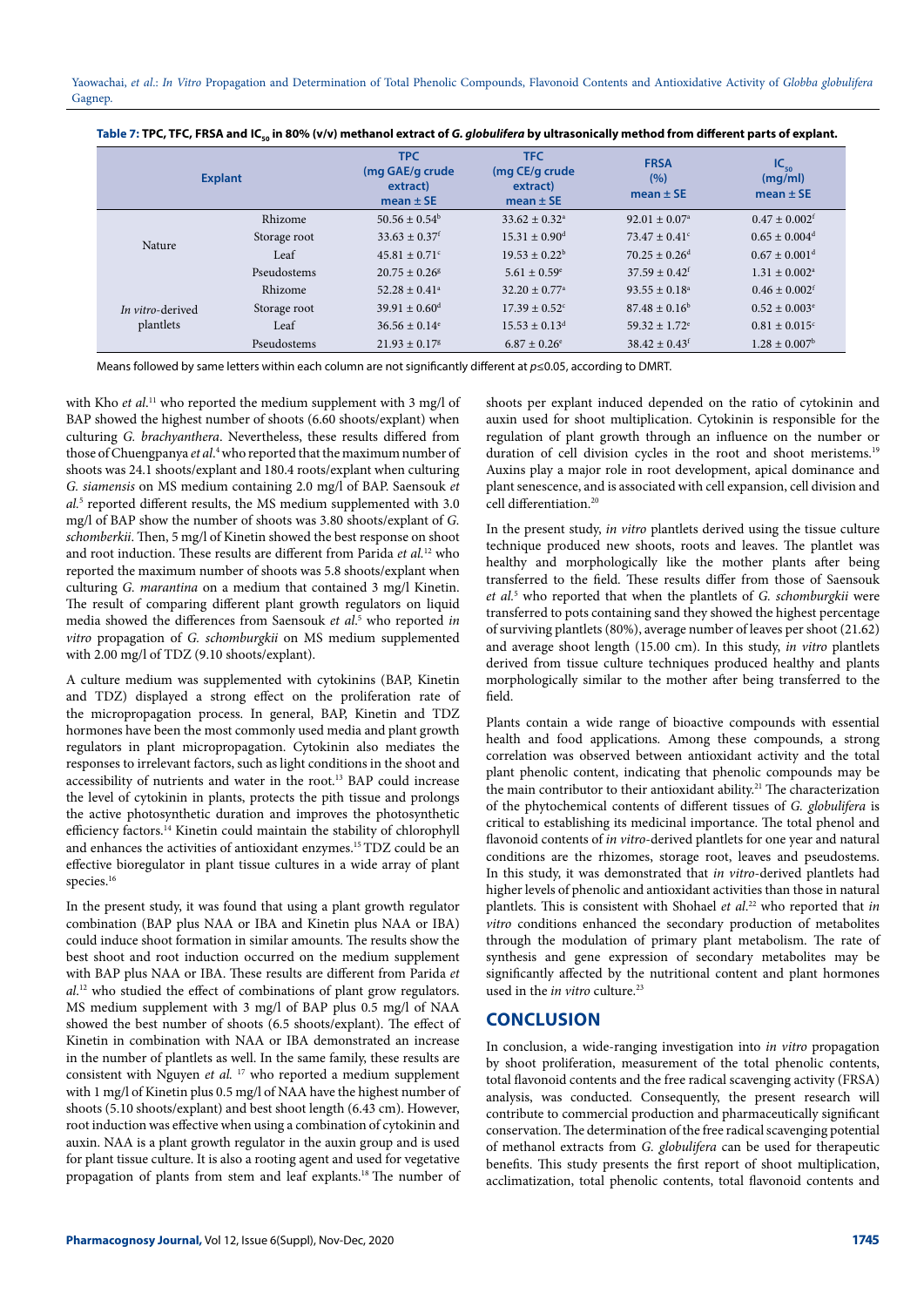**Table 7: TPC, TFC, FRSA and $IC_{50}$ in 80% (v/v) methanol extract of *G. globulifera* by ultrasonically method from different parts of explant.**

| Explant | | TPC (mg GAE/g crude extract) mean ± SE | TFC (mg CE/g crude extract) mean ± SE | FRSA (%) mean ± SE | $IC_{50}$ (mg/ml) mean ± SE |
|---|---|---|---|---|---|
| Nature | Rhizome | 50.56 ± 0.54[b] | 33.62 ± 0.32[a] | 92.01 ± 0.07[a] | 0.47 ± 0.002[f] |
| | Storage root | 33.63 ± 0.37[f] | 15.31 ± 0.90[d] | 73.47 ± 0.41[c] | 0.65 ± 0.004[d] |
| | Leaf | 45.81 ± 0.71[c] | 19.53 ± 0.22[b] | 70.25 ± 0.26[d] | 0.67 ± 0.001[d] |
| | Pseudostems | 20.75 ± 0.26[g] | 5.61 ± 0.59[e] | 37.59 ± 0.42[f] | 1.31 ± 0.002[a] |
| *In vitro*-derived plantlets | Rhizome | 52.28 ± 0.41[a] | 32.20 ± 0.77[a] | 93.55 ± 0.18[a] | 0.46 ± 0.002[f] |
| | Storage root | 39.91 ± 0.60[d] | 17.39 ± 0.52[c] | 87.48 ± 0.16[b] | 0.52 ± 0.003[e] |
| | Leaf | 36.56 ± 0.14[e] | 15.53 ± 0.13[d] | 59.32 ± 1.72[e] | 0.81 ± 0.015[c] |
| | Pseudostems | 21.93 ± 0.17[g] | 6.87 ± 0.26[e] | 38.42 ± 0.43[f] | 1.28 ± 0.007[b] |

Means followed by same letters within each column are not significantly different at $p \leq 0.05$, according to DMRT.

with Kho *et al.*[11] who reported the medium supplement with 3 mg/l of BAP showed the highest number of shoots (6.60 shoots/explant) when culturing *G. brachyanthera*. Nevertheless, these results differed from those of Chuengpanya *et al.*[4] who reported that the maximum number of shoots was 24.1 shoots/explant and 180.4 roots/explant when culturing *G. siamensis* on MS medium containing 2.0 mg/l of BAP. Saensouk *et al.*[5] reported different results, the MS medium supplemented with 3.0 mg/l of BAP show the number of shoots was 3.80 shoots/explant of *G. schomberkii*. Then, 5 mg/l of Kinetin showed the best response on shoot and root induction. These results are different from Parida *et al.*[12] who reported the maximum number of shoots was 5.8 shoots/explant when culturing *G. marantina* on a medium that contained 3 mg/l Kinetin. The result of comparing different plant growth regulators on liquid media showed the differences from Saensouk *et al*.[5] who reported *in vitro* propagation of *G. schomburgkii* on MS medium supplemented with 2.00 mg/l of TDZ (9.10 shoots/explant).

A culture medium was supplemented with cytokinins (BAP, Kinetin and TDZ) displayed a strong effect on the proliferation rate of the micropropagation process. In general, BAP, Kinetin and TDZ hormones have been the most commonly used media and plant growth regulators in plant micropropagation. Cytokinin also mediates the responses to irrelevant factors, such as light conditions in the shoot and accessibility of nutrients and water in the root.[13] BAP could increase the level of cytokinin in plants, protects the pith tissue and prolongs the active photosynthetic duration and improves the photosynthetic efficiency factors.[14] Kinetin could maintain the stability of chlorophyll and enhances the activities of antioxidant enzymes.[15] TDZ could be an effective bioregulator in plant tissue cultures in a wide array of plant species.[16]

In the present study, it was found that using a plant growth regulator combination (BAP plus NAA or IBA and Kinetin plus NAA or IBA) could induce shoot formation in similar amounts. The results show the best shoot and root induction occurred on the medium supplement with BAP plus NAA or IBA. These results are different from Parida *et al*.[12] who studied the effect of combinations of plant grow regulators. MS medium supplement with 3 mg/l of BAP plus 0.5 mg/l of NAA showed the best number of shoots (6.5 shoots/explant). The effect of Kinetin in combination with NAA or IBA demonstrated an increase in the number of plantlets as well. In the same family, these results are consistent with Nguyen *et al.* [17] who reported a medium supplement with 1 mg/l of Kinetin plus 0.5 mg/l of NAA have the highest number of shoots (5.10 shoots/explant) and best shoot length (6.43 cm). However, root induction was effective when using a combination of cytokinin and auxin. NAA is a plant growth regulator in the auxin group and is used for plant tissue culture. It is also a rooting agent and used for vegetative propagation of plants from stem and leaf explants.[18] The number of shoots per explant induced depended on the ratio of cytokinin and auxin used for shoot multiplication. Cytokinin is responsible for the regulation of plant growth through an influence on the number or duration of cell division cycles in the root and shoot meristems.[19] Auxins play a major role in root development, apical dominance and plant senescence, and is associated with cell expansion, cell division and cell differentiation.[20]

In the present study, *in vitro* plantlets derived using the tissue culture technique produced new shoots, roots and leaves. The plantlet was healthy and morphologically like the mother plants after being transferred to the field. These results differ from those of Saensouk *et al.*[5] who reported that when the plantlets of *G. schomburgkii* were transferred to pots containing sand they showed the highest percentage of surviving plantlets (80%), average number of leaves per shoot (21.62) and average shoot length (15.00 cm). In this study, *in vitro* plantlets derived from tissue culture techniques produced healthy and plants morphologically similar to the mother after being transferred to the field.

Plants contain a wide range of bioactive compounds with essential health and food applications. Among these compounds, a strong correlation was observed between antioxidant activity and the total plant phenolic content, indicating that phenolic compounds may be the main contributor to their antioxidant ability.[21] The characterization of the phytochemical contents of different tissues of *G. globulifera* is critical to establishing its medicinal importance. The total phenol and flavonoid contents of *in vitro*-derived plantlets for one year and natural conditions are the rhizomes, storage root, leaves and pseudostems. In this study, it was demonstrated that *in vitro*-derived plantlets had higher levels of phenolic and antioxidant activities than those in natural plantlets. This is consistent with Shohael *et al*.[22] who reported that *in vitro* conditions enhanced the secondary production of metabolites through the modulation of primary plant metabolism. The rate of synthesis and gene expression of secondary metabolites may be significantly affected by the nutritional content and plant hormones used in the *in vitro* culture.[23]

## CONCLUSION

In conclusion, a wide-ranging investigation into *in vitro* propagation by shoot proliferation, measurement of the total phenolic contents, total flavonoid contents and the free radical scavenging activity (FRSA) analysis, was conducted. Consequently, the present research will contribute to commercial production and pharmaceutically significant conservation. The determination of the free radical scavenging potential of methanol extracts from *G. globulifera* can be used for therapeutic benefits. This study presents the first report of shoot multiplication, acclimatization, total phenolic contents, total flavonoid contents and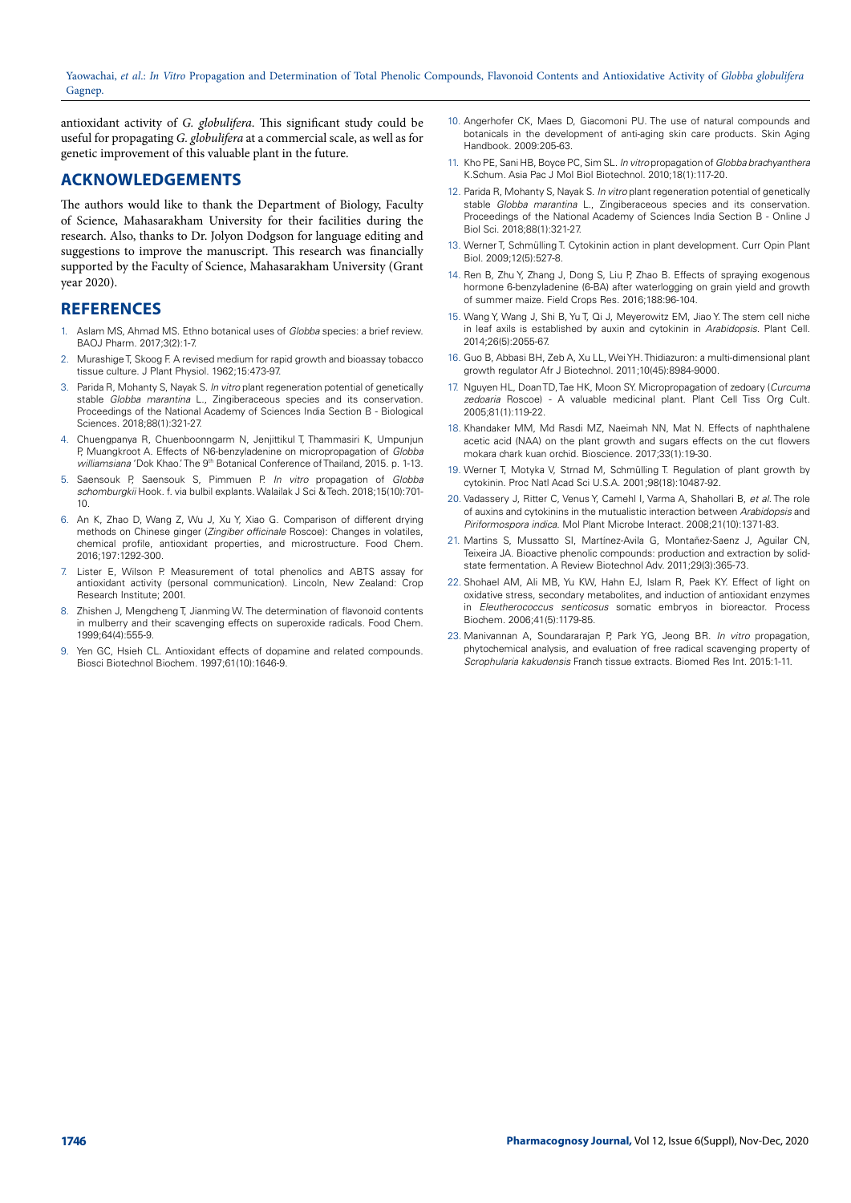antioxidant activity of *G. globulifera*. This significant study could be useful for propagating *G. globulifera* at a commercial scale, as well as for genetic improvement of this valuable plant in the future.

## ACKNOWLEDGEMENTS

The authors would like to thank the Department of Biology, Faculty of Science, Mahasarakham University for their facilities during the research. Also, thanks to Dr. Jolyon Dodgson for language editing and suggestions to improve the manuscript. This research was financially supported by the Faculty of Science, Mahasarakham University (Grant year 2020).

## REFERENCES

1. Aslam MS, Ahmad MS. Ethno botanical uses of *Globba* species: a brief review. BAOJ Pharm. 2017;3(2):1-7.
2. Murashige T, Skoog F. A revised medium for rapid growth and bioassay tobacco tissue culture. J Plant Physiol. 1962;15:473-97.
3. Parida R, Mohanty S, Nayak S. *In vitro* plant regeneration potential of genetically stable *Globba marantina* L., Zingiberaceous species and its conservation. Proceedings of the National Academy of Sciences India Section B - Biological Sciences. 2018;88(1):321-27.
4. Chuengpanya R, Chuenboonngarm N, Jenjittikul T, Thammasiri K, Umpunjun P, Muangkroot A. Effects of N6-benzyladenine on micropropagation of *Globba williamsiana* 'Dok Khao.' The 9th Botanical Conference of Thailand, 2015. p. 1-13.
5. Saensouk P, Saensouk S, Pimmuen P. *In vitro* propagation of *Globba schomburgkii* Hook. f. via bulbil explants. Walailak J Sci & Tech. 2018;15(10):701-10.
6. An K, Zhao D, Wang Z, Wu J, Xu Y, Xiao G. Comparison of different drying methods on Chinese ginger (*Zingiber officinale* Roscoe): Changes in volatiles, chemical profile, antioxidant properties, and microstructure. Food Chem. 2016;197:1292-300.
7. Lister E, Wilson P. Measurement of total phenolics and ABTS assay for antioxidant activity (personal communication). Lincoln, New Zealand: Crop Research Institute; 2001.
8. Zhishen J, Mengcheng T, Jianming W. The determination of flavonoid contents in mulberry and their scavenging effects on superoxide radicals. Food Chem. 1999;64(4):555-9.
9. Yen GC, Hsieh CL. Antioxidant effects of dopamine and related compounds. Biosci Biotechnol Biochem. 1997;61(10):1646-9.
10. Angerhofer CK, Maes D, Giacomoni PU. The use of natural compounds and botanicals in the development of anti-aging skin care products. Skin Aging Handbook. 2009:205-63.
11. Kho PE, Sani HB, Boyce PC, Sim SL. *In vitro* propagation of *Globba brachyanthera* K.Schum. Asia Pac J Mol Biol Biotechnol. 2010;18(1):117-20.
12. Parida R, Mohanty S, Nayak S. *In vitro* plant regeneration potential of genetically stable *Globba marantina* L., Zingiberaceous species and its conservation. Proceedings of the National Academy of Sciences India Section B - Online J Biol Sci. 2018;88(1):321-27.
13. Werner T, Schmülling T. Cytokinin action in plant development. Curr Opin Plant Biol. 2009;12(5):527-8.
14. Ren B, Zhu Y, Zhang J, Dong S, Liu P, Zhao B. Effects of spraying exogenous hormone 6-benzyladenine (6-BA) after waterlogging on grain yield and growth of summer maize. Field Crops Res. 2016;188:96-104.
15. Wang Y, Wang J, Shi B, Yu T, Qi J, Meyerowitz EM, Jiao Y. The stem cell niche in leaf axils is established by auxin and cytokinin in *Arabidopsis*. Plant Cell. 2014;26(5):2055-67.
16. Guo B, Abbasi BH, Zeb A, Xu LL, Wei YH. Thidiazuron: a multi-dimensional plant growth regulator Afr J Biotechnol. 2011;10(45):8984-9000.
17. Nguyen HL, Doan TD, Tae HK, Moon SY. Micropropagation of zedoary (*Curcuma zedoaria* Roscoe) - A valuable medicinal plant. Plant Cell Tiss Org Cult. 2005;81(1):119-22.
18. Khandaker MM, Md Rasdi MZ, Naeimah NN, Mat N. Effects of naphthalene acetic acid (NAA) on the plant growth and sugars effects on the cut flowers mokara chark kuan orchid. Bioscience. 2017;33(1):19-30.
19. Werner T, Motyka V, Strnad M, Schmülling T. Regulation of plant growth by cytokinin. Proc Natl Acad Sci U.S.A. 2001;98(18):10487-92.
20. Vadassery J, Ritter C, Venus Y, Camehl I, Varma A, Shahollari B, *et al*. The role of auxins and cytokinins in the mutualistic interaction between *Arabidopsis* and *Piriformospora indica*. Mol Plant Microbe Interact. 2008;21(10):1371-83.
21. Martins S, Mussatto SI, Martínez-Avila G, Montañez-Saenz J, Aguilar CN, Teixeira JA. Bioactive phenolic compounds: production and extraction by solid-state fermentation. A Review Biotechnol Adv. 2011;29(3):365-73.
22. Shohael AM, Ali MB, Yu KW, Hahn EJ, Islam R, Paek KY. Effect of light on oxidative stress, secondary metabolites, and induction of antioxidant enzymes in *Eleutherococcus senticosus* somatic embryos in bioreactor. Process Biochem. 2006;41(5):1179-85.
23. Manivannan A, Soundararajan P, Park YG, Jeong BR. *In vitro* propagation, phytochemical analysis, and evaluation of free radical scavenging property of *Scrophularia kakudensis* Franch tissue extracts. Biomed Res Int. 2015:1-11.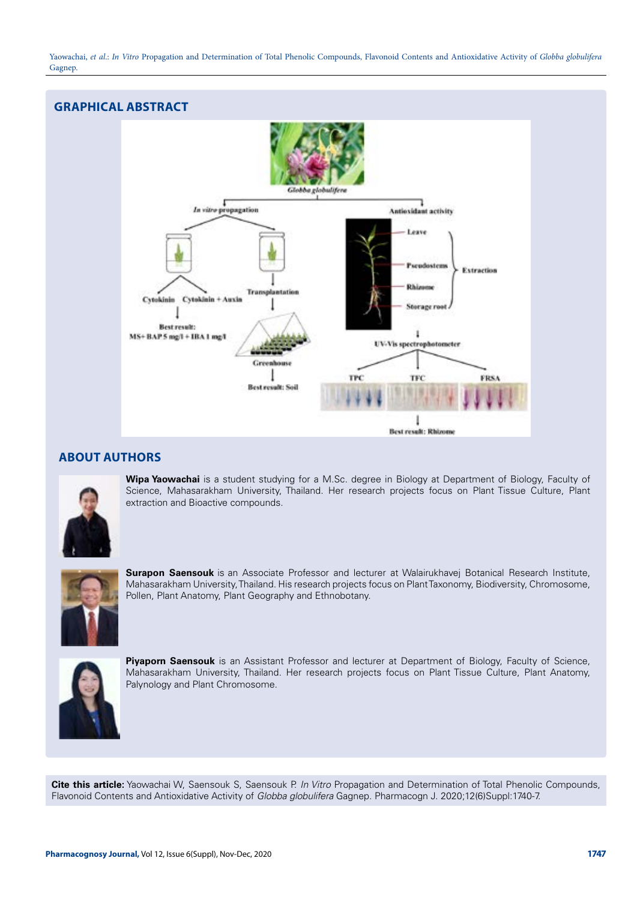## GRAPHICAL ABSTRACT

Globba globulifera

In vitro propagation

Antioxidant activity

Cytokinin Cytokinin + Auxin

Best result:
MS+ BAP 5 mg/l + IBA 1 mg/l

Transplantation

Greenhouse

Best result: Soil

Leave

Pseudostems

Rhizome

Storage root

Extraction

UV-Vis spectrophotometer

TPC TFC FRSA

Best result: Rhizome

## ABOUT AUTHORS

**Wipa Yaowachai** is a student studying for a M.Sc. degree in Biology at Department of Biology, Faculty of Science, Mahasarakham University, Thailand. Her research projects focus on Plant Tissue Culture, Plant extraction and Bioactive compounds.

**Surapon Saensouk** is an Associate Professor and lecturer at Walairukhavej Botanical Research Institute, Mahasarakham University, Thailand. His research projects focus on Plant Taxonomy, Biodiversity, Chromosome, Pollen, Plant Anatomy, Plant Geography and Ethnobotany.

**Piyaporn Saensouk** is an Assistant Professor and lecturer at Department of Biology, Faculty of Science, Mahasarakham University, Thailand. Her research projects focus on Plant Tissue Culture, Plant Anatomy, Palynology and Plant Chromosome.

**Cite this article:** Yaowachai W, Saensouk S, Saensouk P. *In Vitro* Propagation and Determination of Total Phenolic Compounds, Flavonoid Contents and Antioxidative Activity of *Globba globulifera* Gagnep. Pharmacogn J. 2020;12(6)Suppl:1740-7.